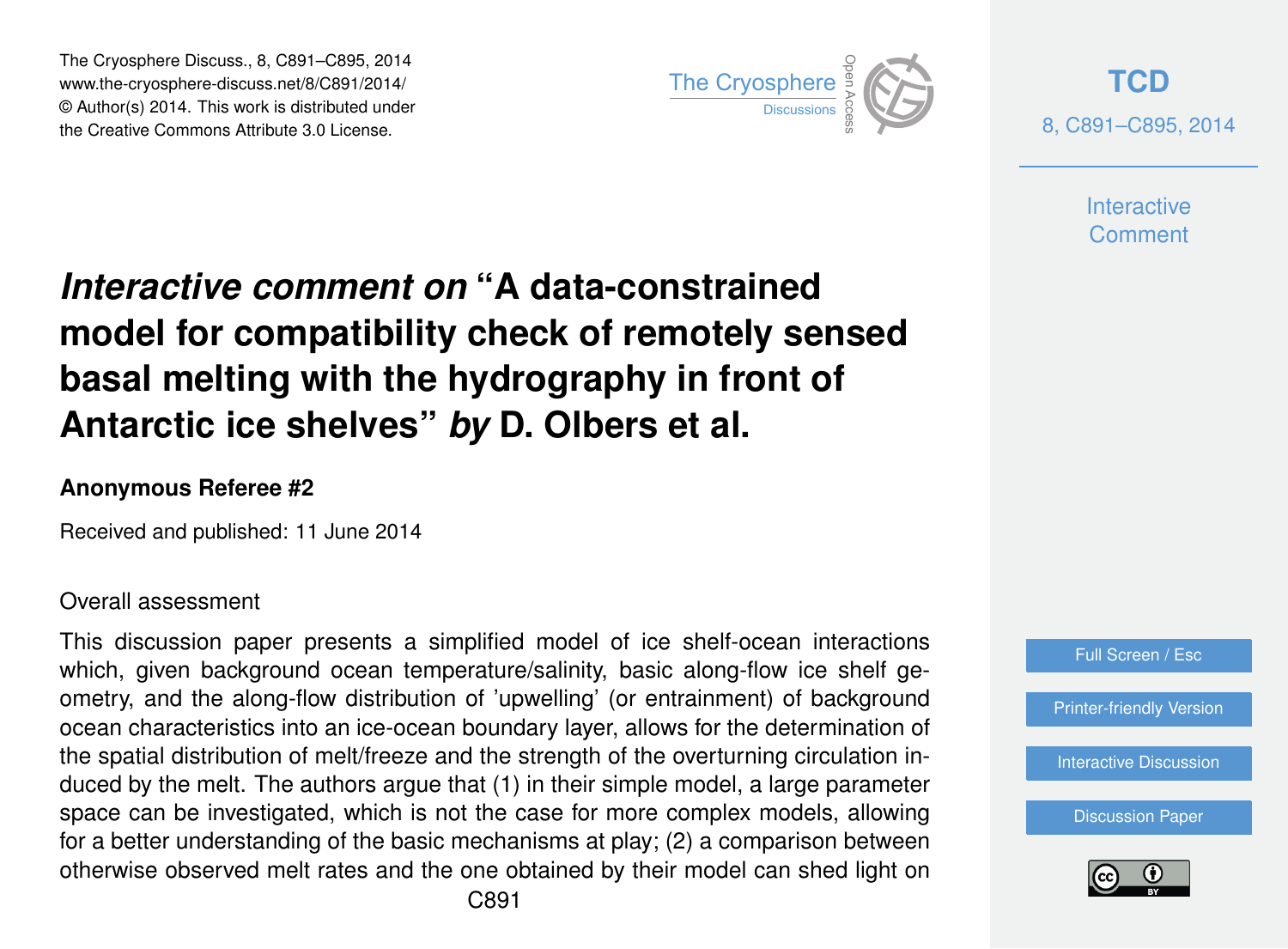# *Interactive comment on* "A data-constrained model for compatibility check of remotely sensed basal melting with the hydrography in front of Antarctic ice shelves" *by* D. Olbers et al.

**Anonymous Referee #2**

Received and published: 11 June 2014

Overall assessment

This discussion paper presents a simplified model of ice shelf-ocean interactions which, given background ocean temperature/salinity, basic along-flow ice shelf geometry, and the along-flow distribution of 'upwelling' (or entrainment) of background ocean characteristics into an ice-ocean boundary layer, allows for the determination of the spatial distribution of melt/freeze and the strength of the overturning circulation induced by the melt. The authors argue that (1) in their simple model, a large parameter space can be investigated, which is not the case for more complex models, allowing for a better understanding of the basic mechanisms at play; (2) a comparison between otherwise observed melt rates and the one obtained by their model can shed light on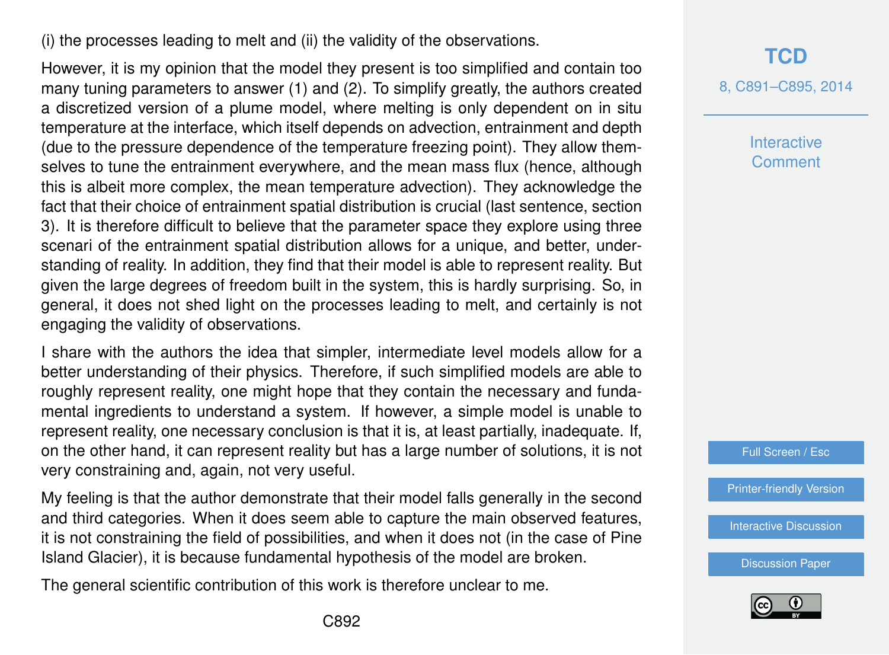(i) the processes leading to melt and (ii) the validity of the observations.

However, it is my opinion that the model they present is too simplified and contain too many tuning parameters to answer (1) and (2). To simplify greatly, the authors created a discretized version of a plume model, where melting is only dependent on in situ temperature at the interface, which itself depends on advection, entrainment and depth (due to the pressure dependence of the temperature freezing point). They allow themselves to tune the entrainment everywhere, and the mean mass flux (hence, although this is albeit more complex, the mean temperature advection). They acknowledge the fact that their choice of entrainment spatial distribution is crucial (last sentence, section 3). It is therefore difficult to believe that the parameter space they explore using three scenari of the entrainment spatial distribution allows for a unique, and better, understanding of reality. In addition, they find that their model is able to represent reality. But given the large degrees of freedom built in the system, this is hardly surprising. So, in general, it does not shed light on the processes leading to melt, and certainly is not engaging the validity of observations.

I share with the authors the idea that simpler, intermediate level models allow for a better understanding of their physics. Therefore, if such simplified models are able to roughly represent reality, one might hope that they contain the necessary and fundamental ingredients to understand a system. If however, a simple model is unable to represent reality, one necessary conclusion is that it is, at least partially, inadequate. If, on the other hand, it can represent reality but has a large number of solutions, it is not very constraining and, again, not very useful.

My feeling is that the author demonstrate that their model falls generally in the second and third categories. When it does seem able to capture the main observed features, it is not constraining the field of possibilities, and when it does not (in the case of Pine Island Glacier), it is because fundamental hypothesis of the model are broken.

The general scientific contribution of this work is therefore unclear to me.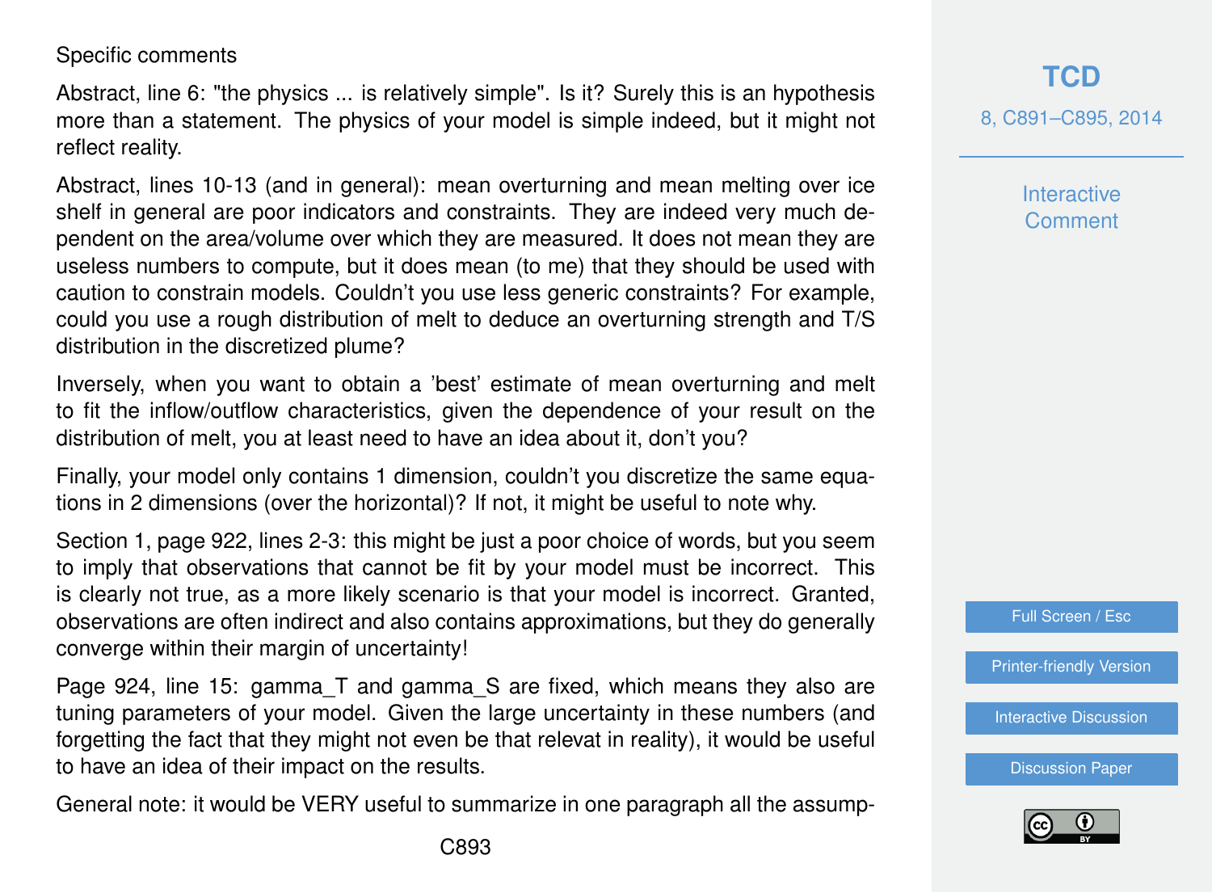Specific comments

Abstract, line 6: "the physics ... is relatively simple". Is it? Surely this is an hypothesis more than a statement. The physics of your model is simple indeed, but it might not reflect reality.

Abstract, lines 10-13 (and in general): mean overturning and mean melting over ice shelf in general are poor indicators and constraints. They are indeed very much dependent on the area/volume over which they are measured. It does not mean they are useless numbers to compute, but it does mean (to me) that they should be used with caution to constrain models. Couldn't you use less generic constraints? For example, could you use a rough distribution of melt to deduce an overturning strength and T/S distribution in the discretized plume?

Inversely, when you want to obtain a 'best' estimate of mean overturning and melt to fit the inflow/outflow characteristics, given the dependence of your result on the distribution of melt, you at least need to have an idea about it, don't you?

Finally, your model only contains 1 dimension, couldn't you discretize the same equations in 2 dimensions (over the horizontal)? If not, it might be useful to note why.

Section 1, page 922, lines 2-3: this might be just a poor choice of words, but you seem to imply that observations that cannot be fit by your model must be incorrect. This is clearly not true, as a more likely scenario is that your model is incorrect. Granted, observations are often indirect and also contains approximations, but they do generally converge within their margin of uncertainty!

Page 924, line 15: gamma_T and gamma_S are fixed, which means they also are tuning parameters of your model. Given the large uncertainty in these numbers (and forgetting the fact that they might not even be that relevat in reality), it would be useful to have an idea of their impact on the results.

General note: it would be VERY useful to summarize in one paragraph all the assump-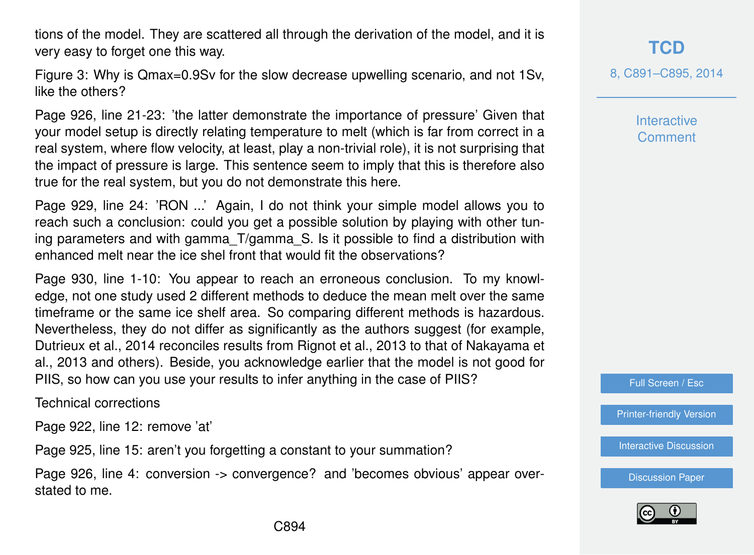tions of the model. They are scattered all through the derivation of the model, and it is very easy to forget one this way.

Figure 3: Why is Qmax=0.9Sv for the slow decrease upwelling scenario, and not 1Sv, like the others?

Page 926, line 21-23: 'the latter demonstrate the importance of pressure' Given that your model setup is directly relating temperature to melt (which is far from correct in a real system, where flow velocity, at least, play a non-trivial role), it is not surprising that the impact of pressure is large. This sentence seem to imply that this is therefore also true for the real system, but you do not demonstrate this here.

Page 929, line 24: 'RON ...' Again, I do not think your simple model allows you to reach such a conclusion: could you get a possible solution by playing with other tuning parameters and with gamma_T/gamma_S. Is it possible to find a distribution with enhanced melt near the ice shel front that would fit the observations?

Page 930, line 1-10: You appear to reach an erroneous conclusion. To my knowledge, not one study used 2 different methods to deduce the mean melt over the same timeframe or the same ice shelf area. So comparing different methods is hazardous. Nevertheless, they do not differ as significantly as the authors suggest (for example, Dutrieux et al., 2014 reconciles results from Rignot et al., 2013 to that of Nakayama et al., 2013 and others). Beside, you acknowledge earlier that the model is not good for PIIS, so how can you use your results to infer anything in the case of PIIS?

Technical corrections

Page 922, line 12: remove 'at'

Page 925, line 15: aren't you forgetting a constant to your summation?

Page 926, line 4: conversion -> convergence? and 'becomes obvious' appear overstated to me.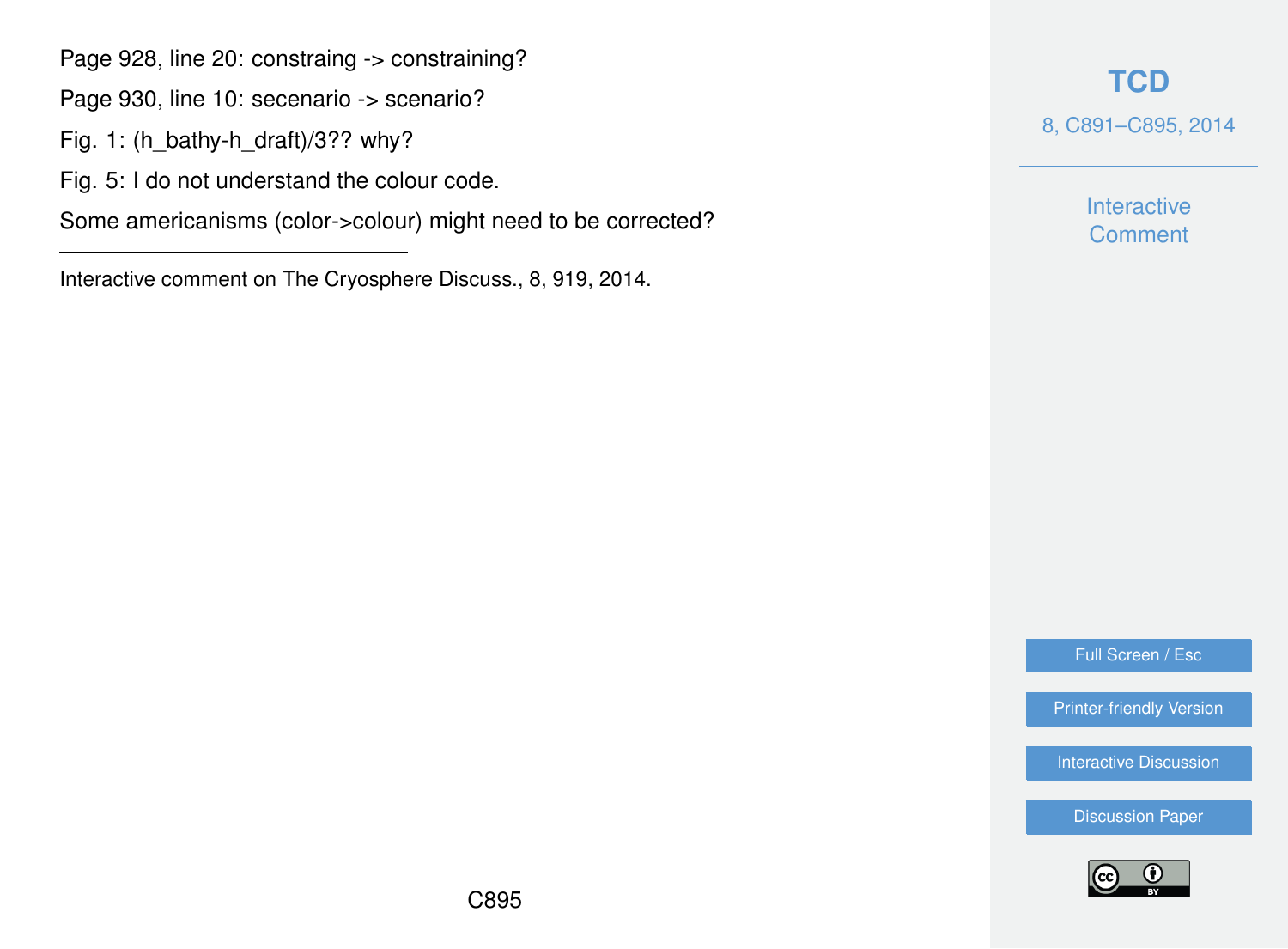Page 928, line 20: constraing -> constraining?

Page 930, line 10: secenario -> scenario?

Fig. 1: (h_bathy-h_draft)/3?? why?

Fig. 5: I do not understand the colour code.

Some americanisms (color->colour) might need to be corrected?

---

Interactive comment on The Cryosphere Discuss., 8, 919, 2014.